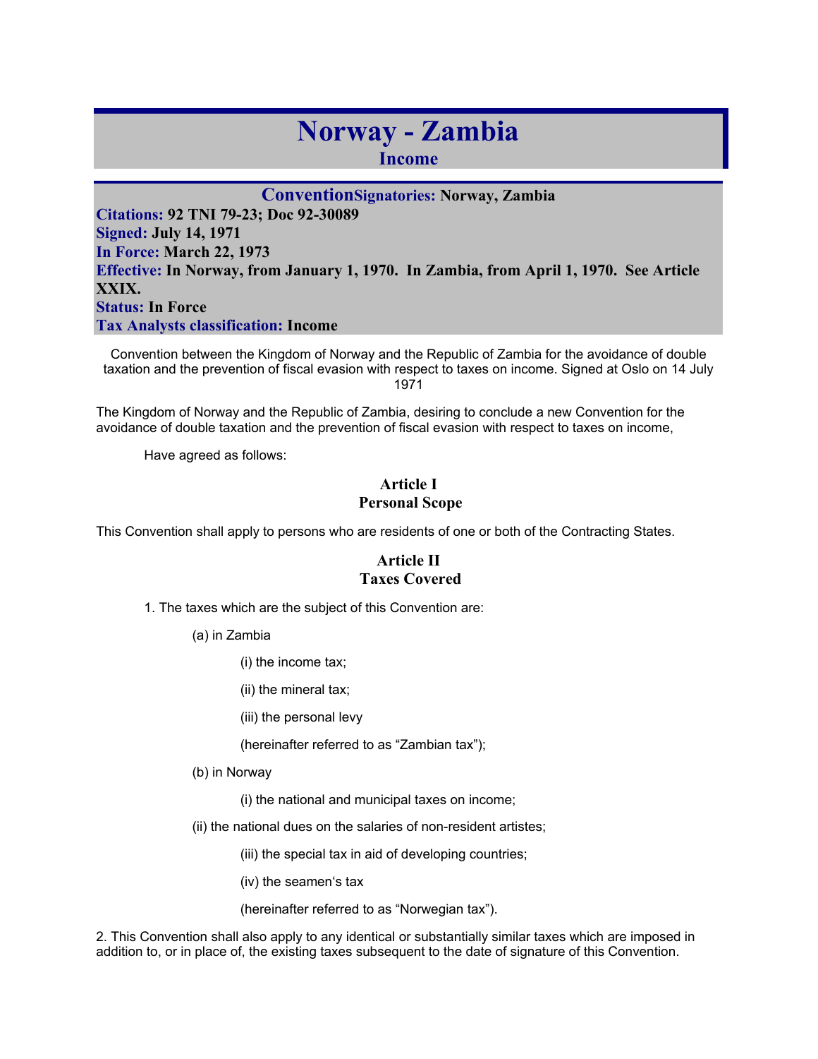# Norway - Zambia

## Income

**Convention** **Signatories:** Norway, Zambia
**Citations:** 92 TNI 79-23; Doc 92-30089
**Signed:** July 14, 1971
**In Force:** March 22, 1973
**Effective:** In Norway, from January 1, 1970. In Zambia, from April 1, 1970. See Article XXIX.
**Status:** In Force
**Tax Analysts classification:** Income

Convention between the Kingdom of Norway and the Republic of Zambia for the avoidance of double taxation and the prevention of fiscal evasion with respect to taxes on income. Signed at Oslo on 14 July 1971

The Kingdom of Norway and the Republic of Zambia, desiring to conclude a new Convention for the avoidance of double taxation and the prevention of fiscal evasion with respect to taxes on income,

Have agreed as follows:

### Article I
### Personal Scope

This Convention shall apply to persons who are residents of one or both of the Contracting States.

### Article II
### Taxes Covered

1. The taxes which are the subject of this Convention are:

(a) in Zambia

(i) the income tax;

(ii) the mineral tax;

(iii) the personal levy

(hereinafter referred to as "Zambian tax");

(b) in Norway

(i) the national and municipal taxes on income;

(ii) the national dues on the salaries of non-resident artistes;

(iii) the special tax in aid of developing countries;

(iv) the seamen's tax

(hereinafter referred to as "Norwegian tax").

2. This Convention shall also apply to any identical or substantially similar taxes which are imposed in addition to, or in place of, the existing taxes subsequent to the date of signature of this Convention.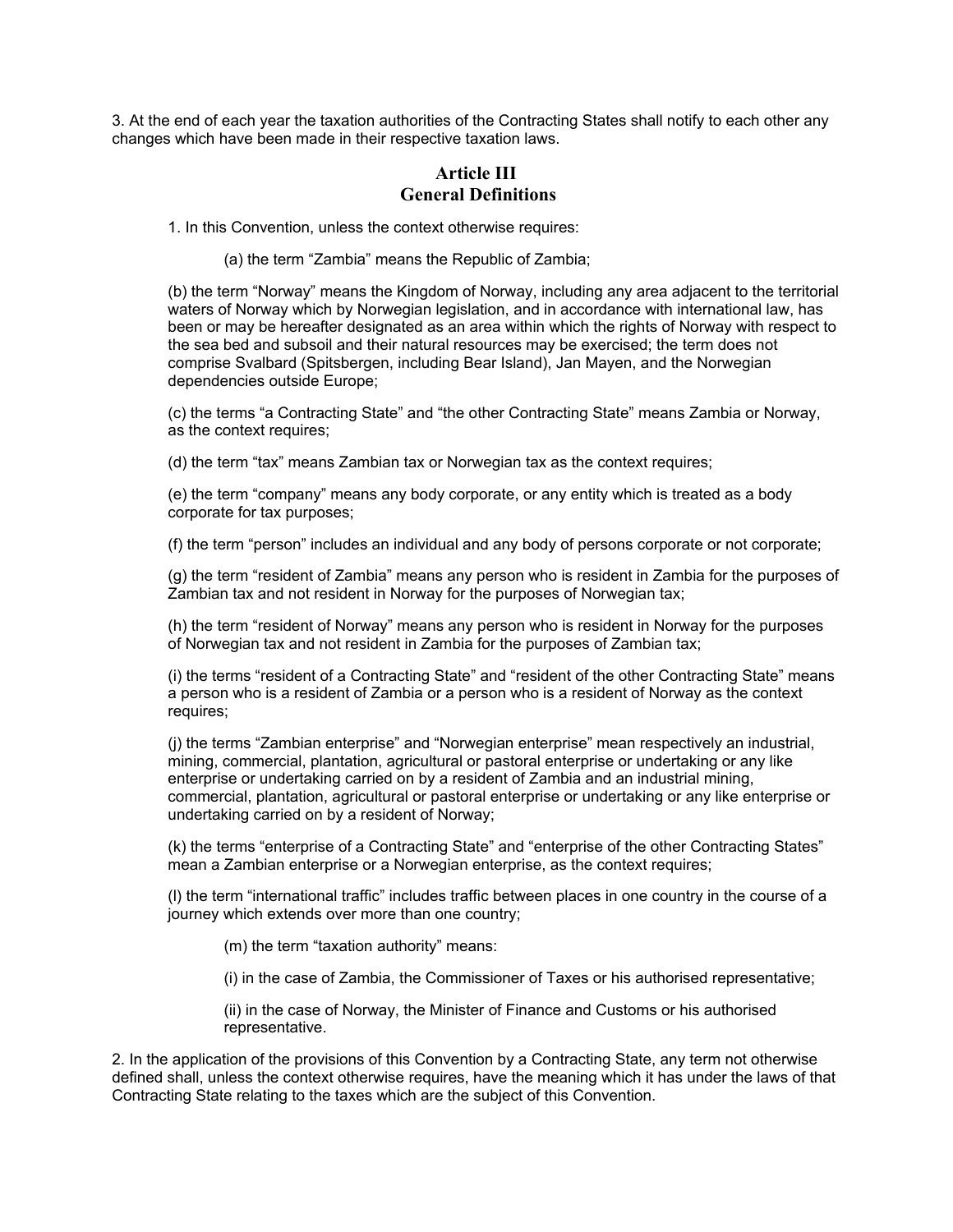3. At the end of each year the taxation authorities of the Contracting States shall notify to each other any changes which have been made in their respective taxation laws.

## Article III
## General Definitions

1. In this Convention, unless the context otherwise requires:

(a) the term “Zambia” means the Republic of Zambia;

(b) the term “Norway” means the Kingdom of Norway, including any area adjacent to the territorial waters of Norway which by Norwegian legislation, and in accordance with international law, has been or may be hereafter designated as an area within which the rights of Norway with respect to the sea bed and subsoil and their natural resources may be exercised; the term does not comprise Svalbard (Spitsbergen, including Bear Island), Jan Mayen, and the Norwegian dependencies outside Europe;

(c) the terms “a Contracting State” and “the other Contracting State” means Zambia or Norway, as the context requires;

(d) the term “tax” means Zambian tax or Norwegian tax as the context requires;

(e) the term “company” means any body corporate, or any entity which is treated as a body corporate for tax purposes;

(f) the term “person” includes an individual and any body of persons corporate or not corporate;

(g) the term “resident of Zambia” means any person who is resident in Zambia for the purposes of Zambian tax and not resident in Norway for the purposes of Norwegian tax;

(h) the term “resident of Norway” means any person who is resident in Norway for the purposes of Norwegian tax and not resident in Zambia for the purposes of Zambian tax;

(i) the terms “resident of a Contracting State” and “resident of the other Contracting State” means a person who is a resident of Zambia or a person who is a resident of Norway as the context requires;

(j) the terms “Zambian enterprise” and “Norwegian enterprise” mean respectively an industrial, mining, commercial, plantation, agricultural or pastoral enterprise or undertaking or any like enterprise or undertaking carried on by a resident of Zambia and an industrial mining, commercial, plantation, agricultural or pastoral enterprise or undertaking or any like enterprise or undertaking carried on by a resident of Norway;

(k) the terms “enterprise of a Contracting State” and “enterprise of the other Contracting States” mean a Zambian enterprise or a Norwegian enterprise, as the context requires;

(l) the term “international traffic” includes traffic between places in one country in the course of a journey which extends over more than one country;

(m) the term “taxation authority” means:

(i) in the case of Zambia, the Commissioner of Taxes or his authorised representative;

(ii) in the case of Norway, the Minister of Finance and Customs or his authorised representative.

2. In the application of the provisions of this Convention by a Contracting State, any term not otherwise defined shall, unless the context otherwise requires, have the meaning which it has under the laws of that Contracting State relating to the taxes which are the subject of this Convention.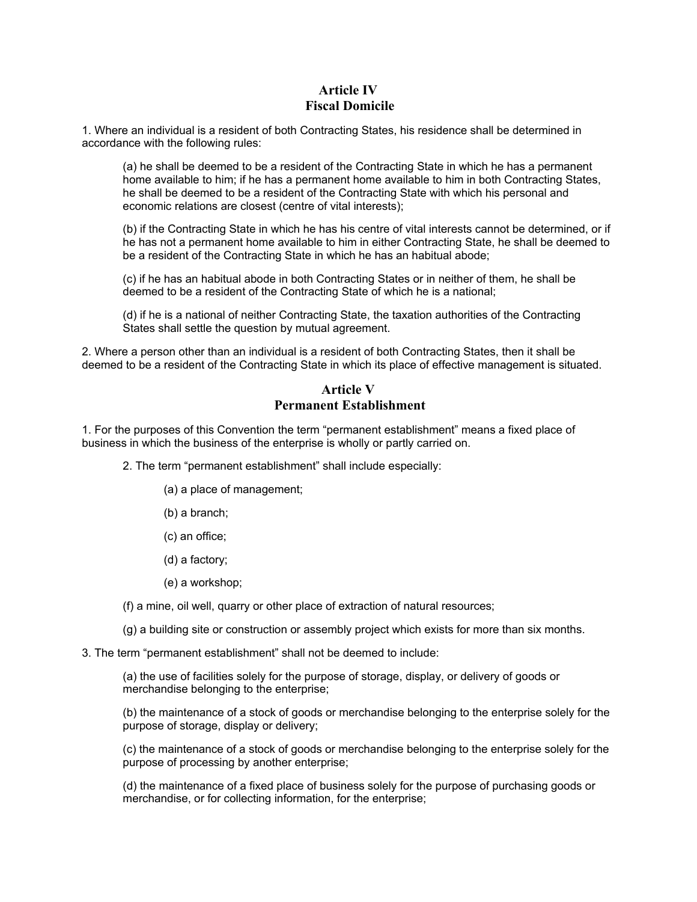## Article IV
## Fiscal Domicile

1. Where an individual is a resident of both Contracting States, his residence shall be determined in accordance with the following rules:

(a) he shall be deemed to be a resident of the Contracting State in which he has a permanent home available to him; if he has a permanent home available to him in both Contracting States, he shall be deemed to be a resident of the Contracting State with which his personal and economic relations are closest (centre of vital interests);

(b) if the Contracting State in which he has his centre of vital interests cannot be determined, or if he has not a permanent home available to him in either Contracting State, he shall be deemed to be a resident of the Contracting State in which he has an habitual abode;

(c) if he has an habitual abode in both Contracting States or in neither of them, he shall be deemed to be a resident of the Contracting State of which he is a national;

(d) if he is a national of neither Contracting State, the taxation authorities of the Contracting States shall settle the question by mutual agreement.

2. Where a person other than an individual is a resident of both Contracting States, then it shall be deemed to be a resident of the Contracting State in which its place of effective management is situated.

## Article V
## Permanent Establishment

1. For the purposes of this Convention the term "permanent establishment" means a fixed place of business in which the business of the enterprise is wholly or partly carried on.

2. The term "permanent establishment" shall include especially:

(a) a place of management;

(b) a branch;

(c) an office;

(d) a factory;

(e) a workshop;

(f) a mine, oil well, quarry or other place of extraction of natural resources;

(g) a building site or construction or assembly project which exists for more than six months.

3. The term "permanent establishment" shall not be deemed to include:

(a) the use of facilities solely for the purpose of storage, display, or delivery of goods or merchandise belonging to the enterprise;

(b) the maintenance of a stock of goods or merchandise belonging to the enterprise solely for the purpose of storage, display or delivery;

(c) the maintenance of a stock of goods or merchandise belonging to the enterprise solely for the purpose of processing by another enterprise;

(d) the maintenance of a fixed place of business solely for the purpose of purchasing goods or merchandise, or for collecting information, for the enterprise;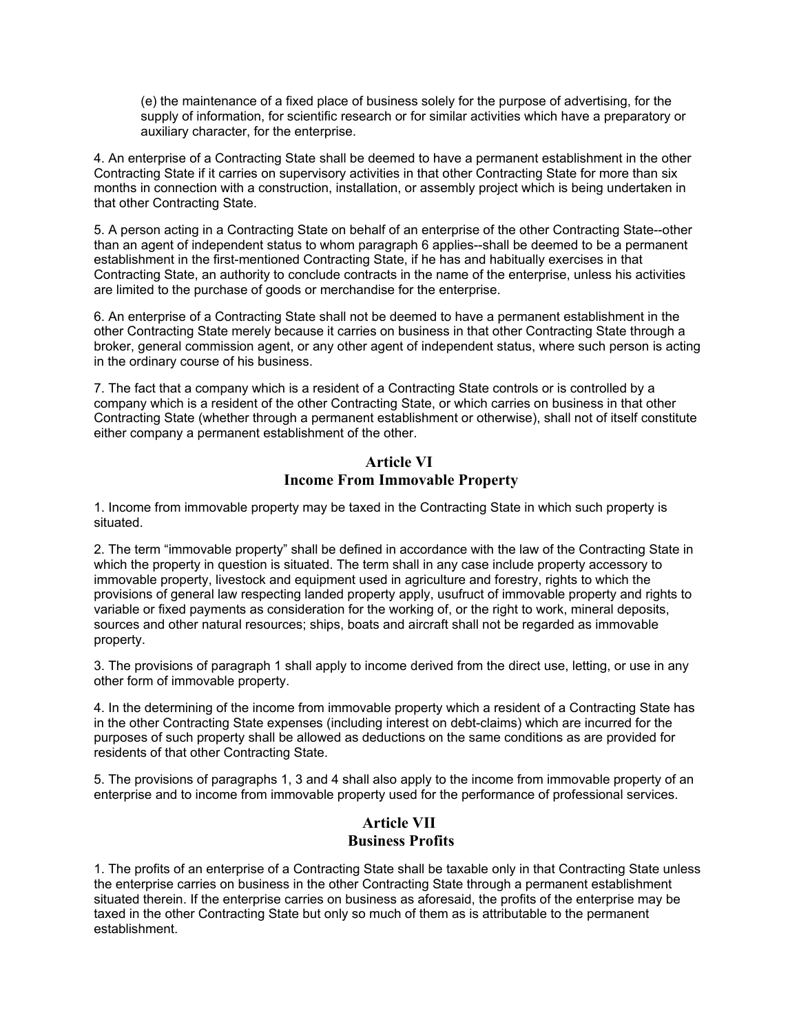(e) the maintenance of a fixed place of business solely for the purpose of advertising, for the supply of information, for scientific research or for similar activities which have a preparatory or auxiliary character, for the enterprise.

4. An enterprise of a Contracting State shall be deemed to have a permanent establishment in the other Contracting State if it carries on supervisory activities in that other Contracting State for more than six months in connection with a construction, installation, or assembly project which is being undertaken in that other Contracting State.

5. A person acting in a Contracting State on behalf of an enterprise of the other Contracting State--other than an agent of independent status to whom paragraph 6 applies--shall be deemed to be a permanent establishment in the first-mentioned Contracting State, if he has and habitually exercises in that Contracting State, an authority to conclude contracts in the name of the enterprise, unless his activities are limited to the purchase of goods or merchandise for the enterprise.

6. An enterprise of a Contracting State shall not be deemed to have a permanent establishment in the other Contracting State merely because it carries on business in that other Contracting State through a broker, general commission agent, or any other agent of independent status, where such person is acting in the ordinary course of his business.

7. The fact that a company which is a resident of a Contracting State controls or is controlled by a company which is a resident of the other Contracting State, or which carries on business in that other Contracting State (whether through a permanent establishment or otherwise), shall not of itself constitute either company a permanent establishment of the other.

## Article VI
## Income From Immovable Property

1. Income from immovable property may be taxed in the Contracting State in which such property is situated.

2. The term "immovable property" shall be defined in accordance with the law of the Contracting State in which the property in question is situated. The term shall in any case include property accessory to immovable property, livestock and equipment used in agriculture and forestry, rights to which the provisions of general law respecting landed property apply, usufruct of immovable property and rights to variable or fixed payments as consideration for the working of, or the right to work, mineral deposits, sources and other natural resources; ships, boats and aircraft shall not be regarded as immovable property.

3. The provisions of paragraph 1 shall apply to income derived from the direct use, letting, or use in any other form of immovable property.

4. In the determining of the income from immovable property which a resident of a Contracting State has in the other Contracting State expenses (including interest on debt-claims) which are incurred for the purposes of such property shall be allowed as deductions on the same conditions as are provided for residents of that other Contracting State.

5. The provisions of paragraphs 1, 3 and 4 shall also apply to the income from immovable property of an enterprise and to income from immovable property used for the performance of professional services.

## Article VII
## Business Profits

1. The profits of an enterprise of a Contracting State shall be taxable only in that Contracting State unless the enterprise carries on business in the other Contracting State through a permanent establishment situated therein. If the enterprise carries on business as aforesaid, the profits of the enterprise may be taxed in the other Contracting State but only so much of them as is attributable to the permanent establishment.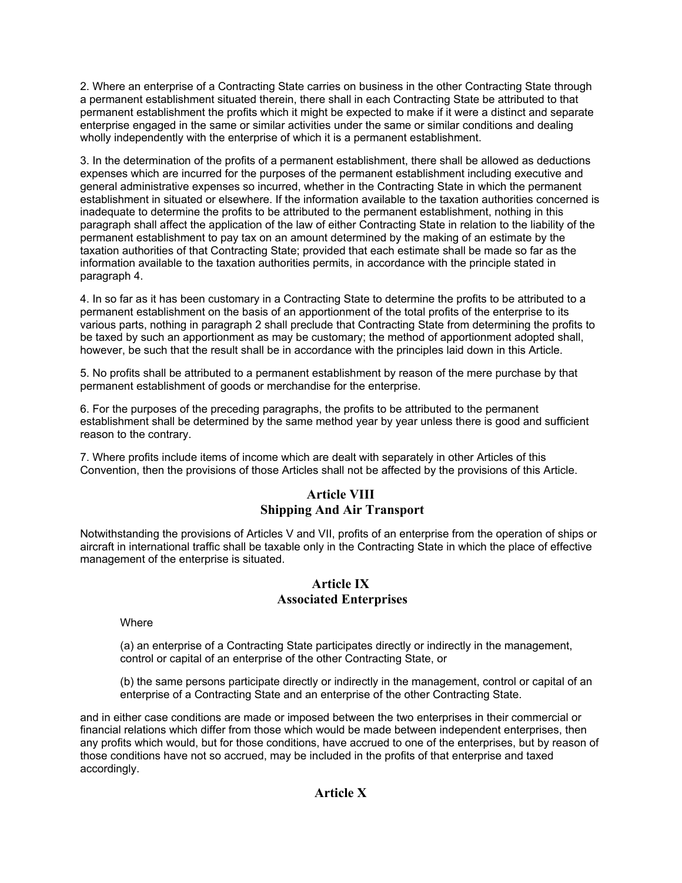2. Where an enterprise of a Contracting State carries on business in the other Contracting State through a permanent establishment situated therein, there shall in each Contracting State be attributed to that permanent establishment the profits which it might be expected to make if it were a distinct and separate enterprise engaged in the same or similar activities under the same or similar conditions and dealing wholly independently with the enterprise of which it is a permanent establishment.

3. In the determination of the profits of a permanent establishment, there shall be allowed as deductions expenses which are incurred for the purposes of the permanent establishment including executive and general administrative expenses so incurred, whether in the Contracting State in which the permanent establishment in situated or elsewhere. If the information available to the taxation authorities concerned is inadequate to determine the profits to be attributed to the permanent establishment, nothing in this paragraph shall affect the application of the law of either Contracting State in relation to the liability of the permanent establishment to pay tax on an amount determined by the making of an estimate by the taxation authorities of that Contracting State; provided that each estimate shall be made so far as the information available to the taxation authorities permits, in accordance with the principle stated in paragraph 4.

4. In so far as it has been customary in a Contracting State to determine the profits to be attributed to a permanent establishment on the basis of an apportionment of the total profits of the enterprise to its various parts, nothing in paragraph 2 shall preclude that Contracting State from determining the profits to be taxed by such an apportionment as may be customary; the method of apportionment adopted shall, however, be such that the result shall be in accordance with the principles laid down in this Article.

5. No profits shall be attributed to a permanent establishment by reason of the mere purchase by that permanent establishment of goods or merchandise for the enterprise.

6. For the purposes of the preceding paragraphs, the profits to be attributed to the permanent establishment shall be determined by the same method year by year unless there is good and sufficient reason to the contrary.

7. Where profits include items of income which are dealt with separately in other Articles of this Convention, then the provisions of those Articles shall not be affected by the provisions of this Article.

## Article VIII
## Shipping And Air Transport

Notwithstanding the provisions of Articles V and VII, profits of an enterprise from the operation of ships or aircraft in international traffic shall be taxable only in the Contracting State in which the place of effective management of the enterprise is situated.

## Article IX
## Associated Enterprises

Where

(a) an enterprise of a Contracting State participates directly or indirectly in the management, control or capital of an enterprise of the other Contracting State, or

(b) the same persons participate directly or indirectly in the management, control or capital of an enterprise of a Contracting State and an enterprise of the other Contracting State.

and in either case conditions are made or imposed between the two enterprises in their commercial or financial relations which differ from those which would be made between independent enterprises, then any profits which would, but for those conditions, have accrued to one of the enterprises, but by reason of those conditions have not so accrued, may be included in the profits of that enterprise and taxed accordingly.

## Article X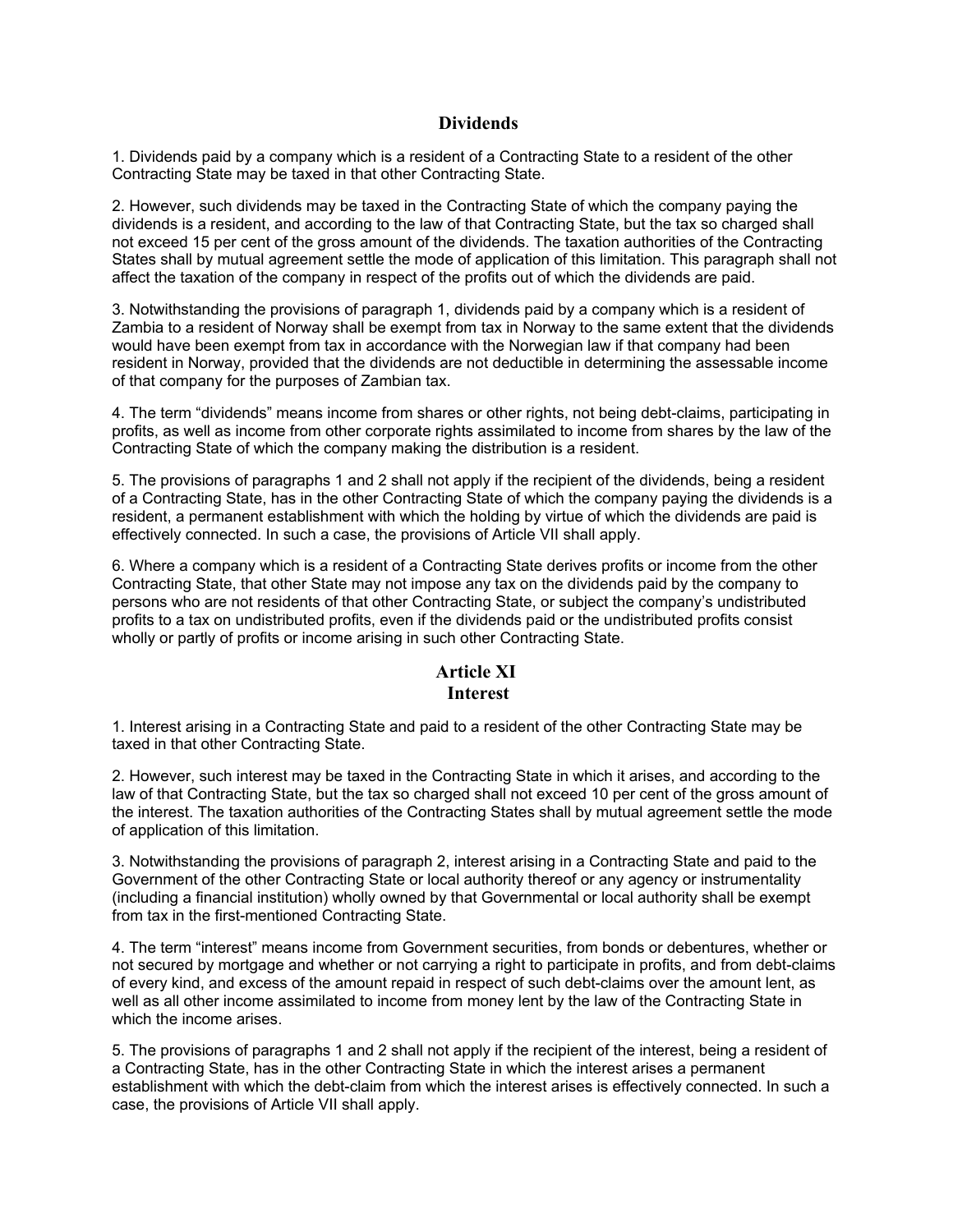## Dividends

1. Dividends paid by a company which is a resident of a Contracting State to a resident of the other Contracting State may be taxed in that other Contracting State.

2. However, such dividends may be taxed in the Contracting State of which the company paying the dividends is a resident, and according to the law of that Contracting State, but the tax so charged shall not exceed 15 per cent of the gross amount of the dividends. The taxation authorities of the Contracting States shall by mutual agreement settle the mode of application of this limitation. This paragraph shall not affect the taxation of the company in respect of the profits out of which the dividends are paid.

3. Notwithstanding the provisions of paragraph 1, dividends paid by a company which is a resident of Zambia to a resident of Norway shall be exempt from tax in Norway to the same extent that the dividends would have been exempt from tax in accordance with the Norwegian law if that company had been resident in Norway, provided that the dividends are not deductible in determining the assessable income of that company for the purposes of Zambian tax.

4. The term "dividends" means income from shares or other rights, not being debt-claims, participating in profits, as well as income from other corporate rights assimilated to income from shares by the law of the Contracting State of which the company making the distribution is a resident.

5. The provisions of paragraphs 1 and 2 shall not apply if the recipient of the dividends, being a resident of a Contracting State, has in the other Contracting State of which the company paying the dividends is a resident, a permanent establishment with which the holding by virtue of which the dividends are paid is effectively connected. In such a case, the provisions of Article VII shall apply.

6. Where a company which is a resident of a Contracting State derives profits or income from the other Contracting State, that other State may not impose any tax on the dividends paid by the company to persons who are not residents of that other Contracting State, or subject the company's undistributed profits to a tax on undistributed profits, even if the dividends paid or the undistributed profits consist wholly or partly of profits or income arising in such other Contracting State.

## Article XI
## Interest

1. Interest arising in a Contracting State and paid to a resident of the other Contracting State may be taxed in that other Contracting State.

2. However, such interest may be taxed in the Contracting State in which it arises, and according to the law of that Contracting State, but the tax so charged shall not exceed 10 per cent of the gross amount of the interest. The taxation authorities of the Contracting States shall by mutual agreement settle the mode of application of this limitation.

3. Notwithstanding the provisions of paragraph 2, interest arising in a Contracting State and paid to the Government of the other Contracting State or local authority thereof or any agency or instrumentality (including a financial institution) wholly owned by that Governmental or local authority shall be exempt from tax in the first-mentioned Contracting State.

4. The term "interest" means income from Government securities, from bonds or debentures, whether or not secured by mortgage and whether or not carrying a right to participate in profits, and from debt-claims of every kind, and excess of the amount repaid in respect of such debt-claims over the amount lent, as well as all other income assimilated to income from money lent by the law of the Contracting State in which the income arises.

5. The provisions of paragraphs 1 and 2 shall not apply if the recipient of the interest, being a resident of a Contracting State, has in the other Contracting State in which the interest arises a permanent establishment with which the debt-claim from which the interest arises is effectively connected. In such a case, the provisions of Article VII shall apply.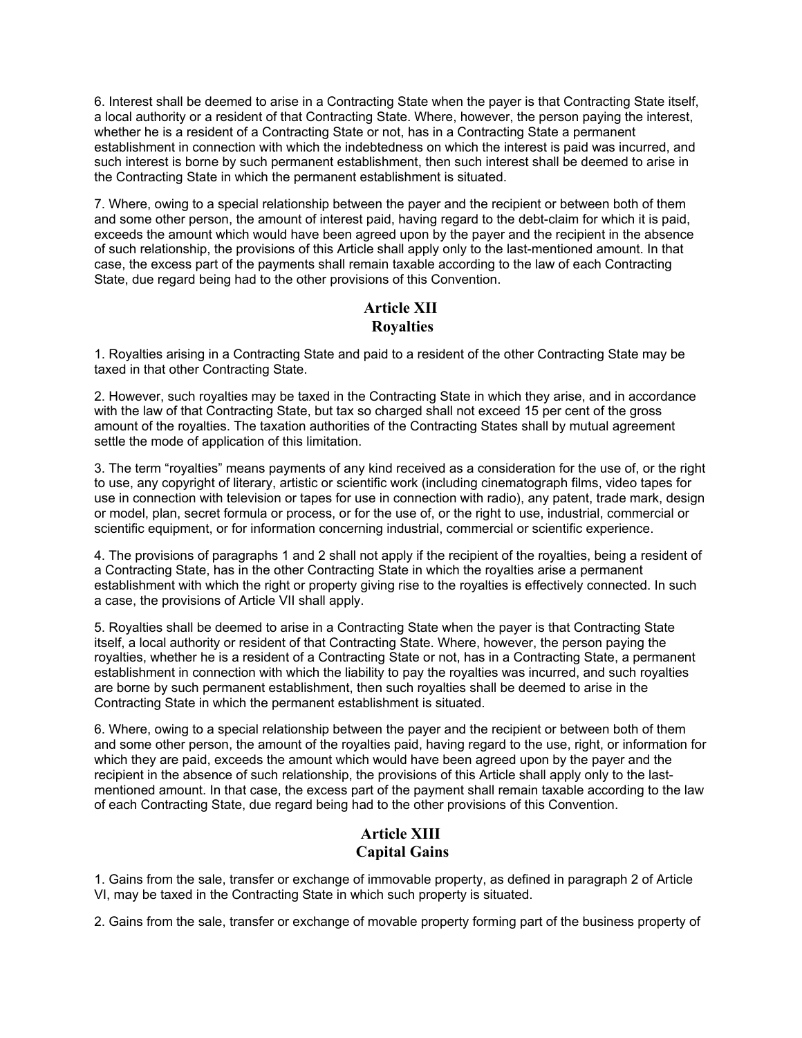6. Interest shall be deemed to arise in a Contracting State when the payer is that Contracting State itself, a local authority or a resident of that Contracting State. Where, however, the person paying the interest, whether he is a resident of a Contracting State or not, has in a Contracting State a permanent establishment in connection with which the indebtedness on which the interest is paid was incurred, and such interest is borne by such permanent establishment, then such interest shall be deemed to arise in the Contracting State in which the permanent establishment is situated.

7. Where, owing to a special relationship between the payer and the recipient or between both of them and some other person, the amount of interest paid, having regard to the debt-claim for which it is paid, exceeds the amount which would have been agreed upon by the payer and the recipient in the absence of such relationship, the provisions of this Article shall apply only to the last-mentioned amount. In that case, the excess part of the payments shall remain taxable according to the law of each Contracting State, due regard being had to the other provisions of this Convention.

## Article XII
## Royalties

1. Royalties arising in a Contracting State and paid to a resident of the other Contracting State may be taxed in that other Contracting State.

2. However, such royalties may be taxed in the Contracting State in which they arise, and in accordance with the law of that Contracting State, but tax so charged shall not exceed 15 per cent of the gross amount of the royalties. The taxation authorities of the Contracting States shall by mutual agreement settle the mode of application of this limitation.

3. The term "royalties" means payments of any kind received as a consideration for the use of, or the right to use, any copyright of literary, artistic or scientific work (including cinematograph films, video tapes for use in connection with television or tapes for use in connection with radio), any patent, trade mark, design or model, plan, secret formula or process, or for the use of, or the right to use, industrial, commercial or scientific equipment, or for information concerning industrial, commercial or scientific experience.

4. The provisions of paragraphs 1 and 2 shall not apply if the recipient of the royalties, being a resident of a Contracting State, has in the other Contracting State in which the royalties arise a permanent establishment with which the right or property giving rise to the royalties is effectively connected. In such a case, the provisions of Article VII shall apply.

5. Royalties shall be deemed to arise in a Contracting State when the payer is that Contracting State itself, a local authority or resident of that Contracting State. Where, however, the person paying the royalties, whether he is a resident of a Contracting State or not, has in a Contracting State, a permanent establishment in connection with which the liability to pay the royalties was incurred, and such royalties are borne by such permanent establishment, then such royalties shall be deemed to arise in the Contracting State in which the permanent establishment is situated.

6. Where, owing to a special relationship between the payer and the recipient or between both of them and some other person, the amount of the royalties paid, having regard to the use, right, or information for which they are paid, exceeds the amount which would have been agreed upon by the payer and the recipient in the absence of such relationship, the provisions of this Article shall apply only to the last-mentioned amount. In that case, the excess part of the payment shall remain taxable according to the law of each Contracting State, due regard being had to the other provisions of this Convention.

## Article XIII
## Capital Gains

1. Gains from the sale, transfer or exchange of immovable property, as defined in paragraph 2 of Article VI, may be taxed in the Contracting State in which such property is situated.

2. Gains from the sale, transfer or exchange of movable property forming part of the business property of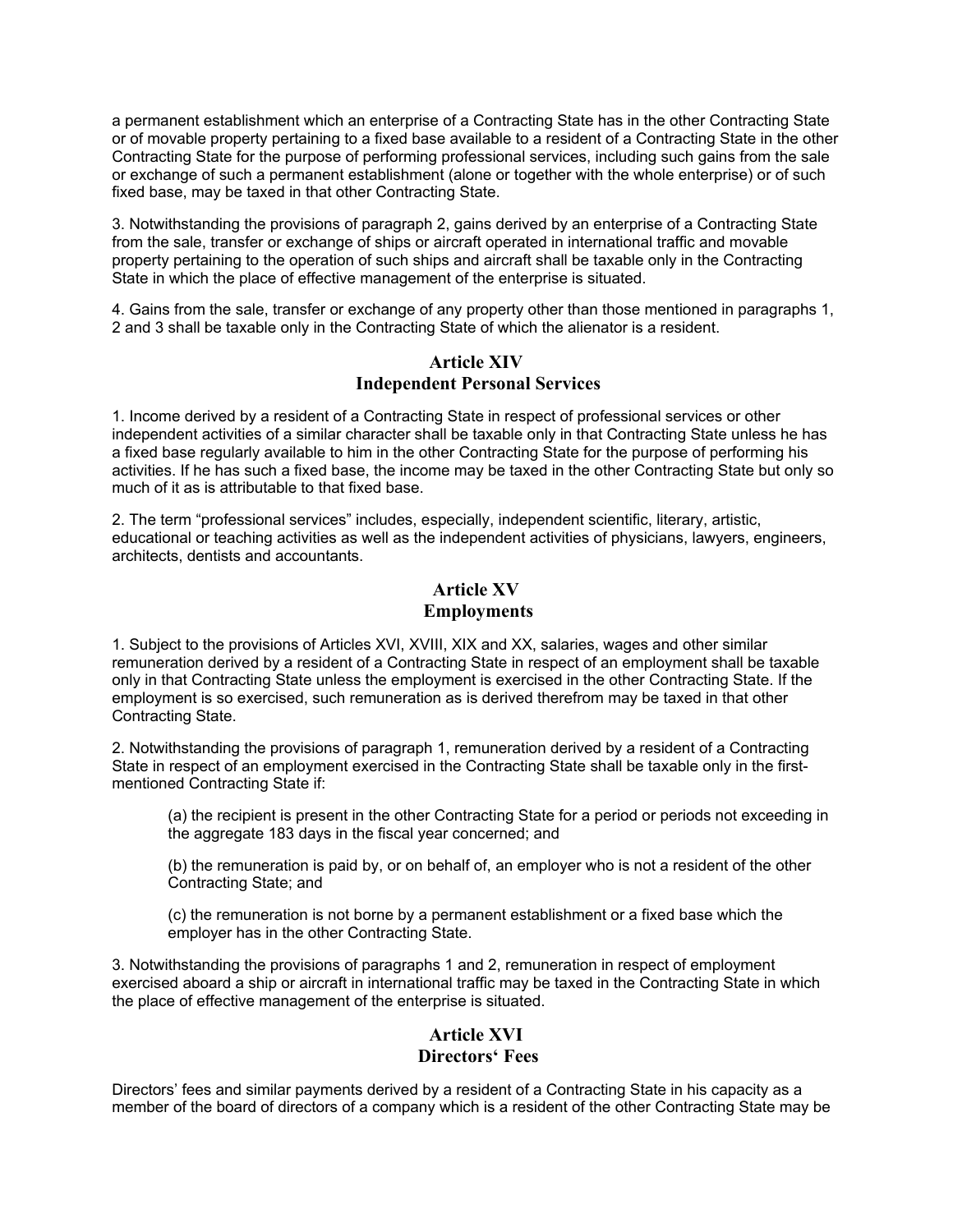a permanent establishment which an enterprise of a Contracting State has in the other Contracting State or of movable property pertaining to a fixed base available to a resident of a Contracting State in the other Contracting State for the purpose of performing professional services, including such gains from the sale or exchange of such a permanent establishment (alone or together with the whole enterprise) or of such fixed base, may be taxed in that other Contracting State.

3. Notwithstanding the provisions of paragraph 2, gains derived by an enterprise of a Contracting State from the sale, transfer or exchange of ships or aircraft operated in international traffic and movable property pertaining to the operation of such ships and aircraft shall be taxable only in the Contracting State in which the place of effective management of the enterprise is situated.

4. Gains from the sale, transfer or exchange of any property other than those mentioned in paragraphs 1, 2 and 3 shall be taxable only in the Contracting State of which the alienator is a resident.

## Article XIV
## Independent Personal Services

1. Income derived by a resident of a Contracting State in respect of professional services or other independent activities of a similar character shall be taxable only in that Contracting State unless he has a fixed base regularly available to him in the other Contracting State for the purpose of performing his activities. If he has such a fixed base, the income may be taxed in the other Contracting State but only so much of it as is attributable to that fixed base.

2. The term "professional services" includes, especially, independent scientific, literary, artistic, educational or teaching activities as well as the independent activities of physicians, lawyers, engineers, architects, dentists and accountants.

## Article XV
## Employments

1. Subject to the provisions of Articles XVI, XVIII, XIX and XX, salaries, wages and other similar remuneration derived by a resident of a Contracting State in respect of an employment shall be taxable only in that Contracting State unless the employment is exercised in the other Contracting State. If the employment is so exercised, such remuneration as is derived therefrom may be taxed in that other Contracting State.

2. Notwithstanding the provisions of paragraph 1, remuneration derived by a resident of a Contracting State in respect of an employment exercised in the Contracting State shall be taxable only in the first-mentioned Contracting State if:

(a) the recipient is present in the other Contracting State for a period or periods not exceeding in the aggregate 183 days in the fiscal year concerned; and

(b) the remuneration is paid by, or on behalf of, an employer who is not a resident of the other Contracting State; and

(c) the remuneration is not borne by a permanent establishment or a fixed base which the employer has in the other Contracting State.

3. Notwithstanding the provisions of paragraphs 1 and 2, remuneration in respect of employment exercised aboard a ship or aircraft in international traffic may be taxed in the Contracting State in which the place of effective management of the enterprise is situated.

## Article XVI
## Directors' Fees

Directors' fees and similar payments derived by a resident of a Contracting State in his capacity as a member of the board of directors of a company which is a resident of the other Contracting State may be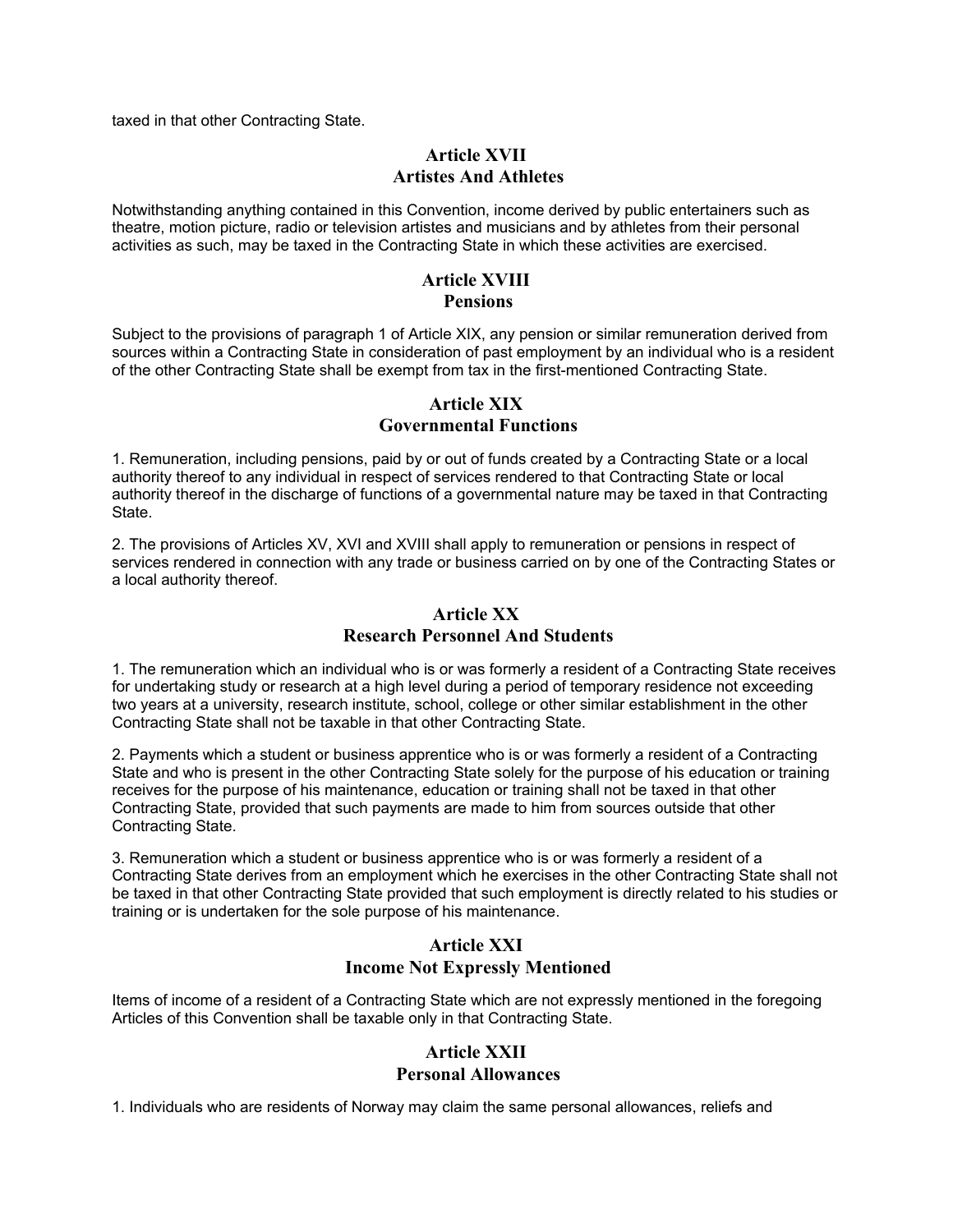taxed in that other Contracting State.

## Article XVII
## Artistes And Athletes

Notwithstanding anything contained in this Convention, income derived by public entertainers such as theatre, motion picture, radio or television artistes and musicians and by athletes from their personal activities as such, may be taxed in the Contracting State in which these activities are exercised.

## Article XVIII
## Pensions

Subject to the provisions of paragraph 1 of Article XIX, any pension or similar remuneration derived from sources within a Contracting State in consideration of past employment by an individual who is a resident of the other Contracting State shall be exempt from tax in the first-mentioned Contracting State.

## Article XIX
## Governmental Functions

1. Remuneration, including pensions, paid by or out of funds created by a Contracting State or a local authority thereof to any individual in respect of services rendered to that Contracting State or local authority thereof in the discharge of functions of a governmental nature may be taxed in that Contracting State.

2. The provisions of Articles XV, XVI and XVIII shall apply to remuneration or pensions in respect of services rendered in connection with any trade or business carried on by one of the Contracting States or a local authority thereof.

## Article XX
## Research Personnel And Students

1. The remuneration which an individual who is or was formerly a resident of a Contracting State receives for undertaking study or research at a high level during a period of temporary residence not exceeding two years at a university, research institute, school, college or other similar establishment in the other Contracting State shall not be taxable in that other Contracting State.

2. Payments which a student or business apprentice who is or was formerly a resident of a Contracting State and who is present in the other Contracting State solely for the purpose of his education or training receives for the purpose of his maintenance, education or training shall not be taxed in that other Contracting State, provided that such payments are made to him from sources outside that other Contracting State.

3. Remuneration which a student or business apprentice who is or was formerly a resident of a Contracting State derives from an employment which he exercises in the other Contracting State shall not be taxed in that other Contracting State provided that such employment is directly related to his studies or training or is undertaken for the sole purpose of his maintenance.

## Article XXI
## Income Not Expressly Mentioned

Items of income of a resident of a Contracting State which are not expressly mentioned in the foregoing Articles of this Convention shall be taxable only in that Contracting State.

## Article XXII
## Personal Allowances

1. Individuals who are residents of Norway may claim the same personal allowances, reliefs and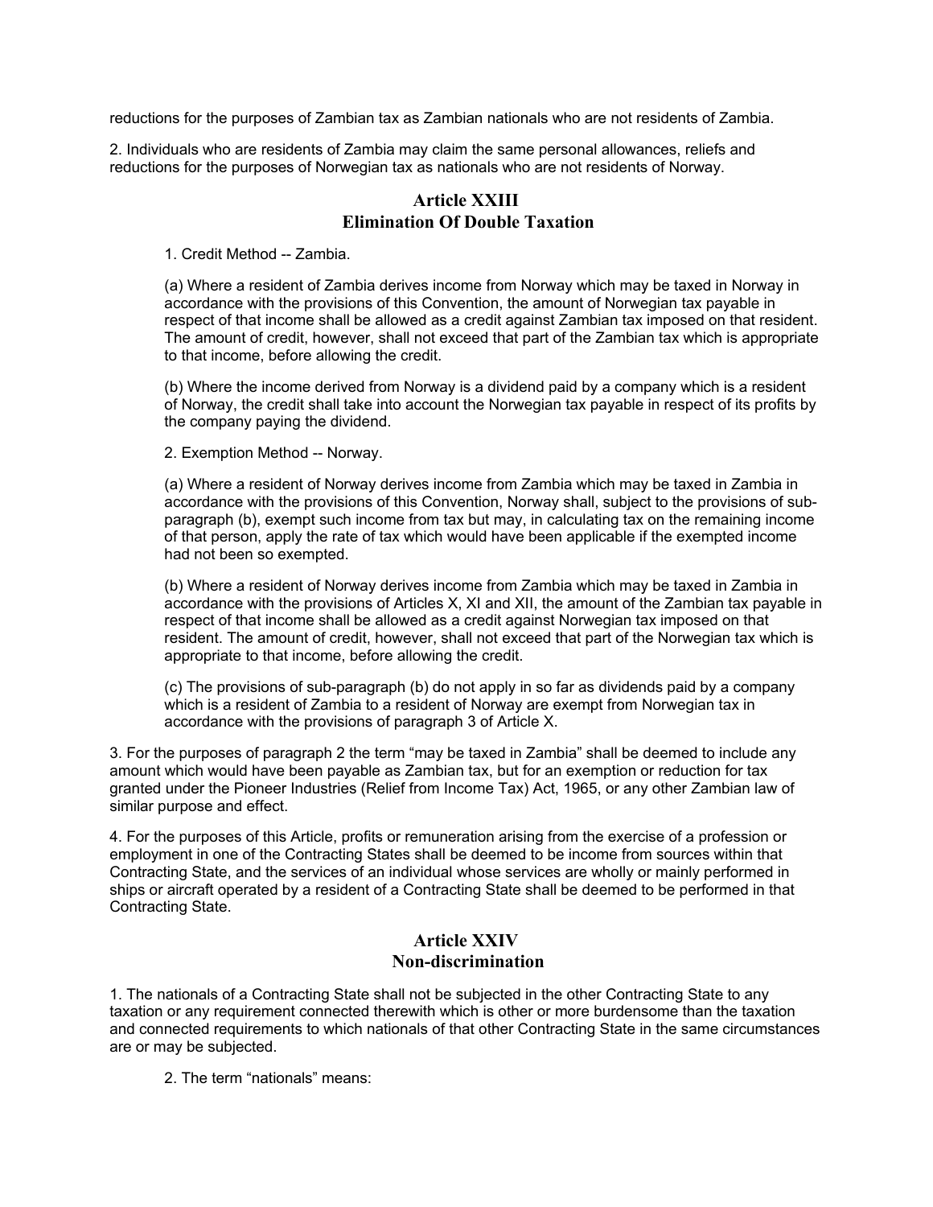reductions for the purposes of Zambian tax as Zambian nationals who are not residents of Zambia.

2. Individuals who are residents of Zambia may claim the same personal allowances, reliefs and reductions for the purposes of Norwegian tax as nationals who are not residents of Norway.

## Article XXIII
## Elimination Of Double Taxation

1. Credit Method -- Zambia.

(a) Where a resident of Zambia derives income from Norway which may be taxed in Norway in accordance with the provisions of this Convention, the amount of Norwegian tax payable in respect of that income shall be allowed as a credit against Zambian tax imposed on that resident. The amount of credit, however, shall not exceed that part of the Zambian tax which is appropriate to that income, before allowing the credit.

(b) Where the income derived from Norway is a dividend paid by a company which is a resident of Norway, the credit shall take into account the Norwegian tax payable in respect of its profits by the company paying the dividend.

2. Exemption Method -- Norway.

(a) Where a resident of Norway derives income from Zambia which may be taxed in Zambia in accordance with the provisions of this Convention, Norway shall, subject to the provisions of sub-paragraph (b), exempt such income from tax but may, in calculating tax on the remaining income of that person, apply the rate of tax which would have been applicable if the exempted income had not been so exempted.

(b) Where a resident of Norway derives income from Zambia which may be taxed in Zambia in accordance with the provisions of Articles X, XI and XII, the amount of the Zambian tax payable in respect of that income shall be allowed as a credit against Norwegian tax imposed on that resident. The amount of credit, however, shall not exceed that part of the Norwegian tax which is appropriate to that income, before allowing the credit.

(c) The provisions of sub-paragraph (b) do not apply in so far as dividends paid by a company which is a resident of Zambia to a resident of Norway are exempt from Norwegian tax in accordance with the provisions of paragraph 3 of Article X.

3. For the purposes of paragraph 2 the term "may be taxed in Zambia" shall be deemed to include any amount which would have been payable as Zambian tax, but for an exemption or reduction for tax granted under the Pioneer Industries (Relief from Income Tax) Act, 1965, or any other Zambian law of similar purpose and effect.

4. For the purposes of this Article, profits or remuneration arising from the exercise of a profession or employment in one of the Contracting States shall be deemed to be income from sources within that Contracting State, and the services of an individual whose services are wholly or mainly performed in ships or aircraft operated by a resident of a Contracting State shall be deemed to be performed in that Contracting State.

## Article XXIV
## Non-discrimination

1. The nationals of a Contracting State shall not be subjected in the other Contracting State to any taxation or any requirement connected therewith which is other or more burdensome than the taxation and connected requirements to which nationals of that other Contracting State in the same circumstances are or may be subjected.

2. The term "nationals" means: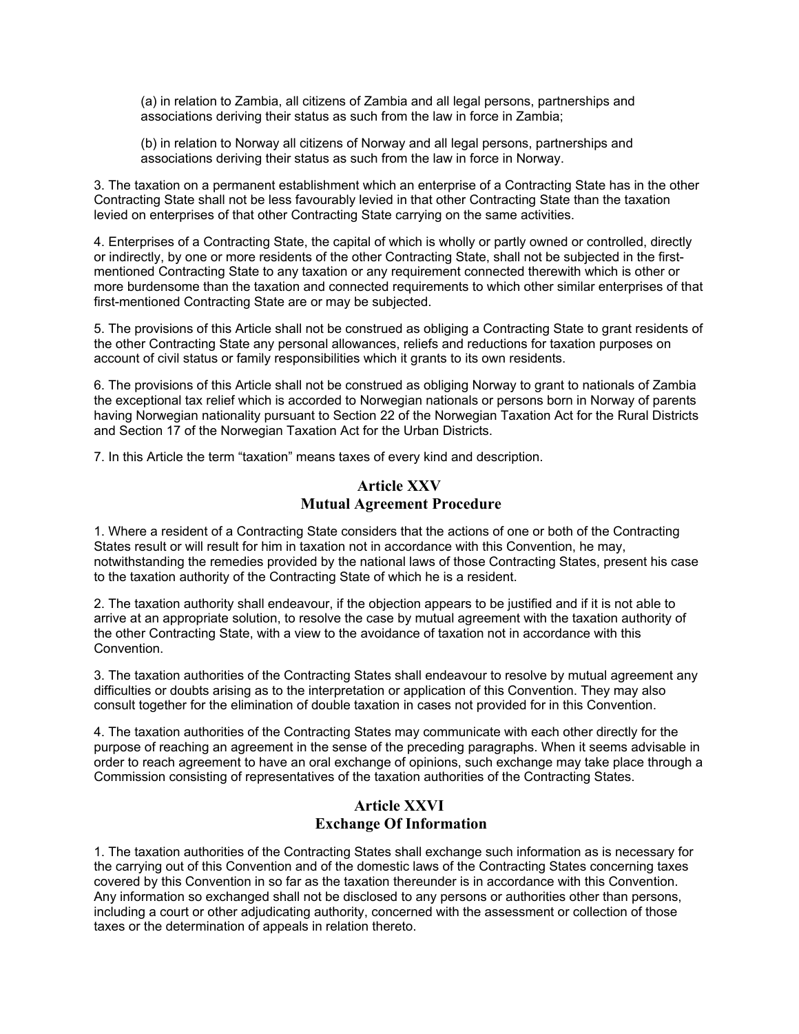(a) in relation to Zambia, all citizens of Zambia and all legal persons, partnerships and associations deriving their status as such from the law in force in Zambia;

(b) in relation to Norway all citizens of Norway and all legal persons, partnerships and associations deriving their status as such from the law in force in Norway.

3. The taxation on a permanent establishment which an enterprise of a Contracting State has in the other Contracting State shall not be less favourably levied in that other Contracting State than the taxation levied on enterprises of that other Contracting State carrying on the same activities.

4. Enterprises of a Contracting State, the capital of which is wholly or partly owned or controlled, directly or indirectly, by one or more residents of the other Contracting State, shall not be subjected in the first-mentioned Contracting State to any taxation or any requirement connected therewith which is other or more burdensome than the taxation and connected requirements to which other similar enterprises of that first-mentioned Contracting State are or may be subjected.

5. The provisions of this Article shall not be construed as obliging a Contracting State to grant residents of the other Contracting State any personal allowances, reliefs and reductions for taxation purposes on account of civil status or family responsibilities which it grants to its own residents.

6. The provisions of this Article shall not be construed as obliging Norway to grant to nationals of Zambia the exceptional tax relief which is accorded to Norwegian nationals or persons born in Norway of parents having Norwegian nationality pursuant to Section 22 of the Norwegian Taxation Act for the Rural Districts and Section 17 of the Norwegian Taxation Act for the Urban Districts.

7. In this Article the term “taxation” means taxes of every kind and description.

## Article XXV
## Mutual Agreement Procedure

1. Where a resident of a Contracting State considers that the actions of one or both of the Contracting States result or will result for him in taxation not in accordance with this Convention, he may, notwithstanding the remedies provided by the national laws of those Contracting States, present his case to the taxation authority of the Contracting State of which he is a resident.

2. The taxation authority shall endeavour, if the objection appears to be justified and if it is not able to arrive at an appropriate solution, to resolve the case by mutual agreement with the taxation authority of the other Contracting State, with a view to the avoidance of taxation not in accordance with this Convention.

3. The taxation authorities of the Contracting States shall endeavour to resolve by mutual agreement any difficulties or doubts arising as to the interpretation or application of this Convention. They may also consult together for the elimination of double taxation in cases not provided for in this Convention.

4. The taxation authorities of the Contracting States may communicate with each other directly for the purpose of reaching an agreement in the sense of the preceding paragraphs. When it seems advisable in order to reach agreement to have an oral exchange of opinions, such exchange may take place through a Commission consisting of representatives of the taxation authorities of the Contracting States.

## Article XXVI
## Exchange Of Information

1. The taxation authorities of the Contracting States shall exchange such information as is necessary for the carrying out of this Convention and of the domestic laws of the Contracting States concerning taxes covered by this Convention in so far as the taxation thereunder is in accordance with this Convention. Any information so exchanged shall not be disclosed to any persons or authorities other than persons, including a court or other adjudicating authority, concerned with the assessment or collection of those taxes or the determination of appeals in relation thereto.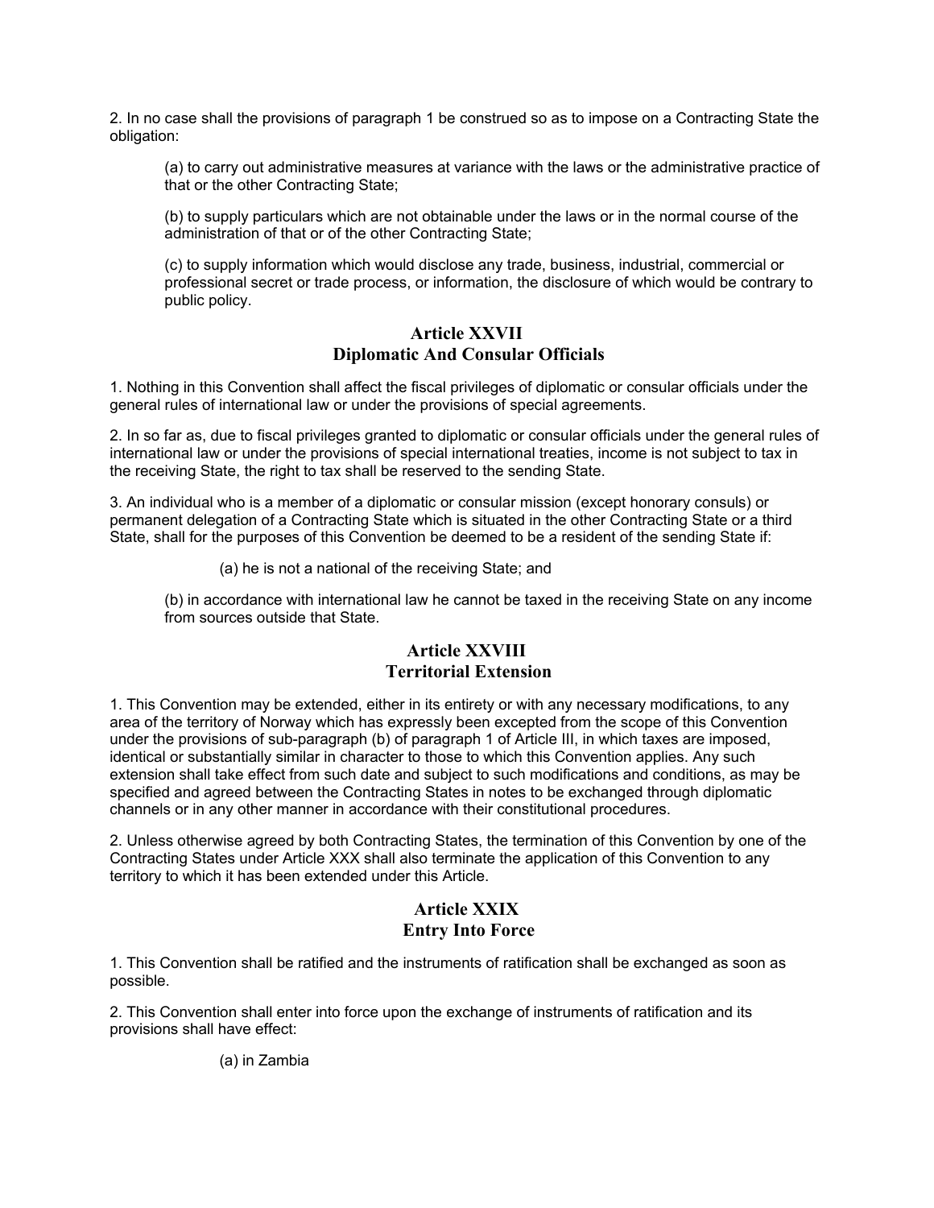2. In no case shall the provisions of paragraph 1 be construed so as to impose on a Contracting State the obligation:

(a) to carry out administrative measures at variance with the laws or the administrative practice of that or the other Contracting State;

(b) to supply particulars which are not obtainable under the laws or in the normal course of the administration of that or of the other Contracting State;

(c) to supply information which would disclose any trade, business, industrial, commercial or professional secret or trade process, or information, the disclosure of which would be contrary to public policy.

## Article XXVII
## Diplomatic And Consular Officials

1. Nothing in this Convention shall affect the fiscal privileges of diplomatic or consular officials under the general rules of international law or under the provisions of special agreements.

2. In so far as, due to fiscal privileges granted to diplomatic or consular officials under the general rules of international law or under the provisions of special international treaties, income is not subject to tax in the receiving State, the right to tax shall be reserved to the sending State.

3. An individual who is a member of a diplomatic or consular mission (except honorary consuls) or permanent delegation of a Contracting State which is situated in the other Contracting State or a third State, shall for the purposes of this Convention be deemed to be a resident of the sending State if:

(a) he is not a national of the receiving State; and

(b) in accordance with international law he cannot be taxed in the receiving State on any income from sources outside that State.

## Article XXVIII
## Territorial Extension

1. This Convention may be extended, either in its entirety or with any necessary modifications, to any area of the territory of Norway which has expressly been excepted from the scope of this Convention under the provisions of sub-paragraph (b) of paragraph 1 of Article III, in which taxes are imposed, identical or substantially similar in character to those to which this Convention applies. Any such extension shall take effect from such date and subject to such modifications and conditions, as may be specified and agreed between the Contracting States in notes to be exchanged through diplomatic channels or in any other manner in accordance with their constitutional procedures.

2. Unless otherwise agreed by both Contracting States, the termination of this Convention by one of the Contracting States under Article XXX shall also terminate the application of this Convention to any territory to which it has been extended under this Article.

## Article XXIX
## Entry Into Force

1. This Convention shall be ratified and the instruments of ratification shall be exchanged as soon as possible.

2. This Convention shall enter into force upon the exchange of instruments of ratification and its provisions shall have effect:

(a) in Zambia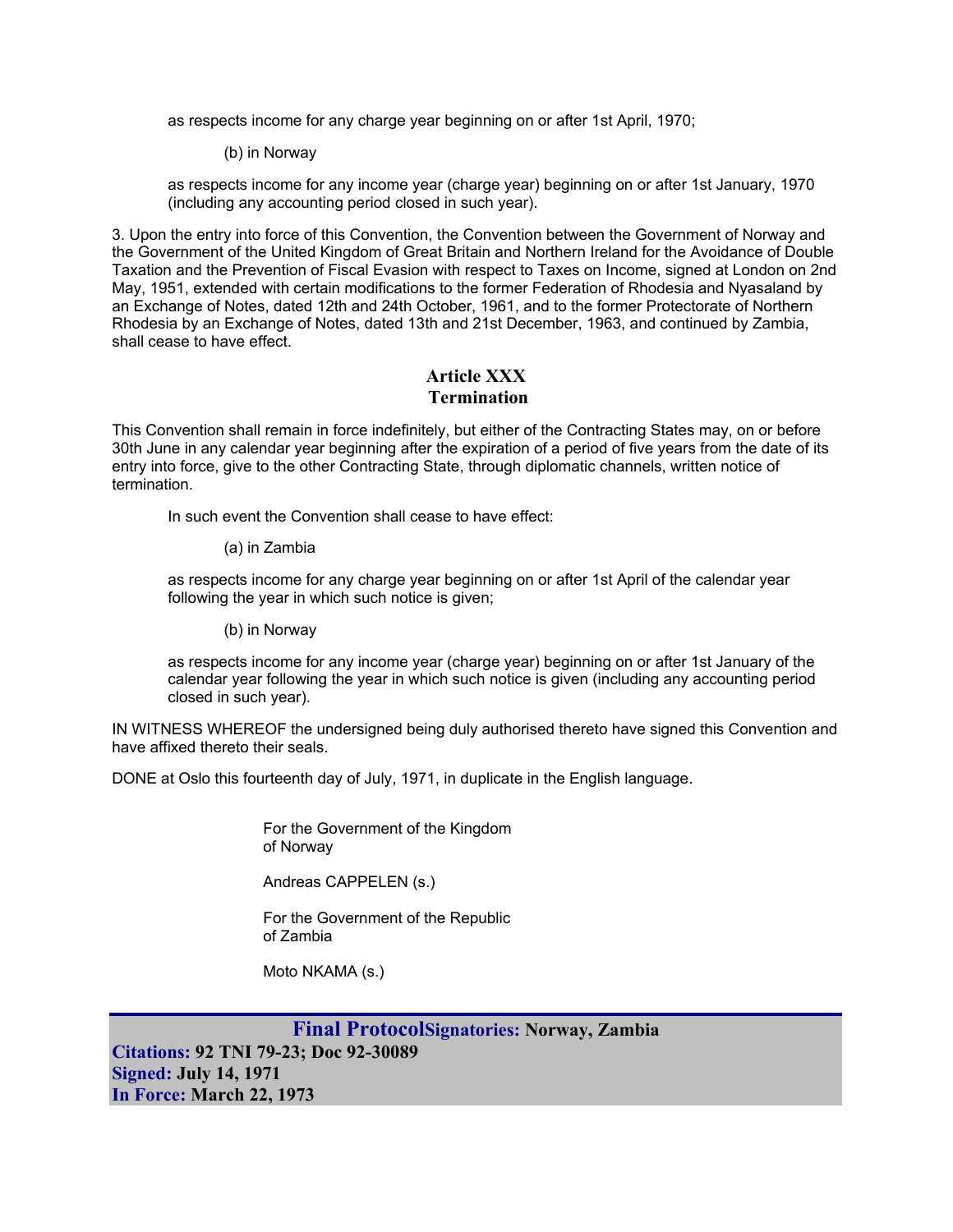as respects income for any charge year beginning on or after 1st April, 1970;

(b) in Norway

as respects income for any income year (charge year) beginning on or after 1st January, 1970 (including any accounting period closed in such year).

3. Upon the entry into force of this Convention, the Convention between the Government of Norway and the Government of the United Kingdom of Great Britain and Northern Ireland for the Avoidance of Double Taxation and the Prevention of Fiscal Evasion with respect to Taxes on Income, signed at London on 2nd May, 1951, extended with certain modifications to the former Federation of Rhodesia and Nyasaland by an Exchange of Notes, dated 12th and 24th October, 1961, and to the former Protectorate of Northern Rhodesia by an Exchange of Notes, dated 13th and 21st December, 1963, and continued by Zambia, shall cease to have effect.

## Article XXX
## Termination

This Convention shall remain in force indefinitely, but either of the Contracting States may, on or before 30th June in any calendar year beginning after the expiration of a period of five years from the date of its entry into force, give to the other Contracting State, through diplomatic channels, written notice of termination.

In such event the Convention shall cease to have effect:

(a) in Zambia

as respects income for any charge year beginning on or after 1st April of the calendar year following the year in which such notice is given;

(b) in Norway

as respects income for any income year (charge year) beginning on or after 1st January of the calendar year following the year in which such notice is given (including any accounting period closed in such year).

IN WITNESS WHEREOF the undersigned being duly authorised thereto have signed this Convention and have affixed thereto their seals.

DONE at Oslo this fourteenth day of July, 1971, in duplicate in the English language.

For the Government of the Kingdom of Norway

Andreas CAPPELEN (s.)

For the Government of the Republic of Zambia

Moto NKAMA (s.)

## Final Protocol

**Signatories:** Norway, Zambia
**Citations:** 92 TNI 79-23; Doc 92-30089
**Signed:** July 14, 1971
**In Force:** March 22, 1973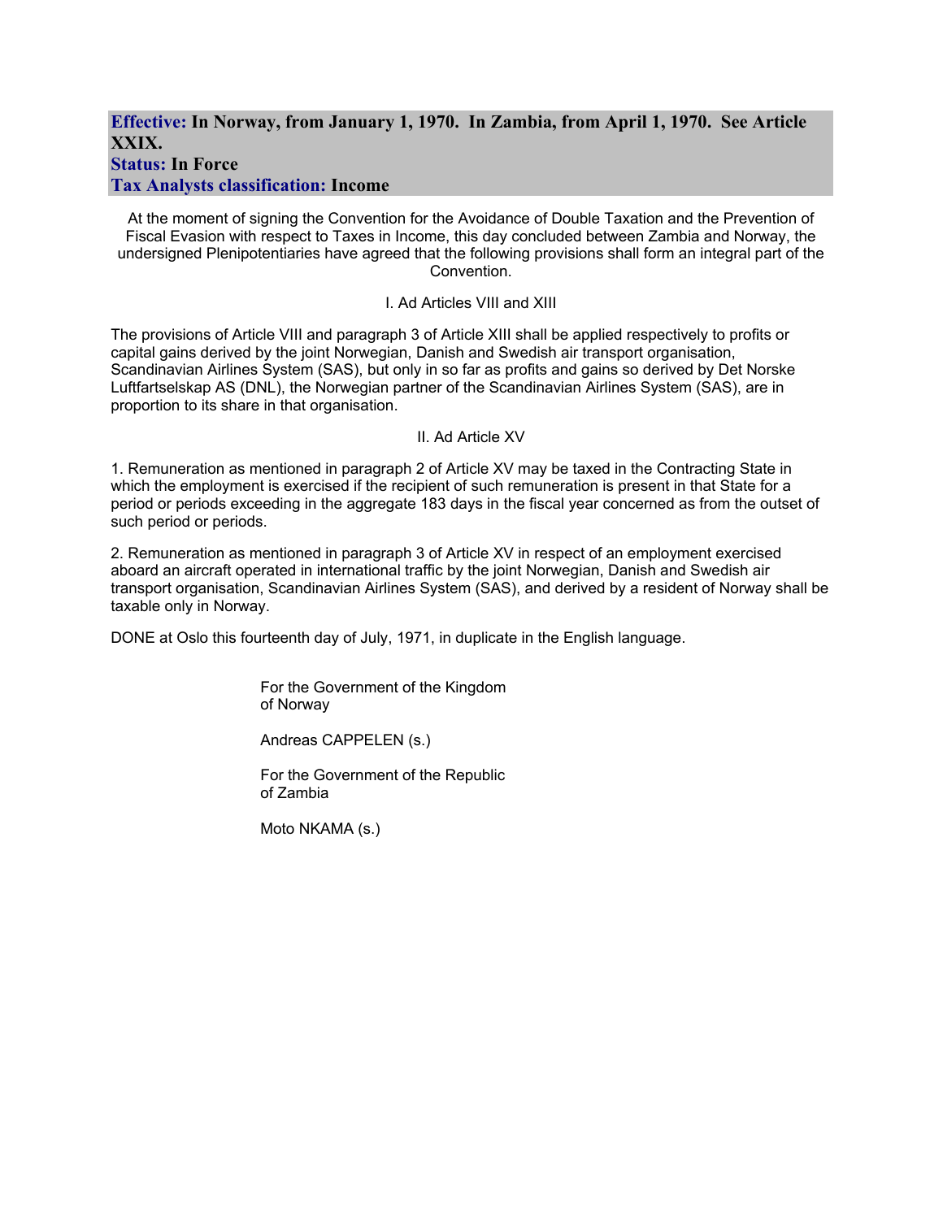**Effective:** In Norway, from January 1, 1970. In Zambia, from April 1, 1970. See Article XXIX.
**Status:** In Force
**Tax Analysts classification:** Income

At the moment of signing the Convention for the Avoidance of Double Taxation and the Prevention of Fiscal Evasion with respect to Taxes in Income, this day concluded between Zambia and Norway, the undersigned Plenipotentiaries have agreed that the following provisions shall form an integral part of the Convention.

## I. Ad Articles VIII and XIII

The provisions of Article VIII and paragraph 3 of Article XIII shall be applied respectively to profits or capital gains derived by the joint Norwegian, Danish and Swedish air transport organisation, Scandinavian Airlines System (SAS), but only in so far as profits and gains so derived by Det Norske Luftfartselskap AS (DNL), the Norwegian partner of the Scandinavian Airlines System (SAS), are in proportion to its share in that organisation.

## II. Ad Article XV

1. Remuneration as mentioned in paragraph 2 of Article XV may be taxed in the Contracting State in which the employment is exercised if the recipient of such remuneration is present in that State for a period or periods exceeding in the aggregate 183 days in the fiscal year concerned as from the outset of such period or periods.

2. Remuneration as mentioned in paragraph 3 of Article XV in respect of an employment exercised aboard an aircraft operated in international traffic by the joint Norwegian, Danish and Swedish air transport organisation, Scandinavian Airlines System (SAS), and derived by a resident of Norway shall be taxable only in Norway.

DONE at Oslo this fourteenth day of July, 1971, in duplicate in the English language.

For the Government of the Kingdom of Norway

Andreas CAPPELEN (s.)

For the Government of the Republic of Zambia

Moto NKAMA (s.)